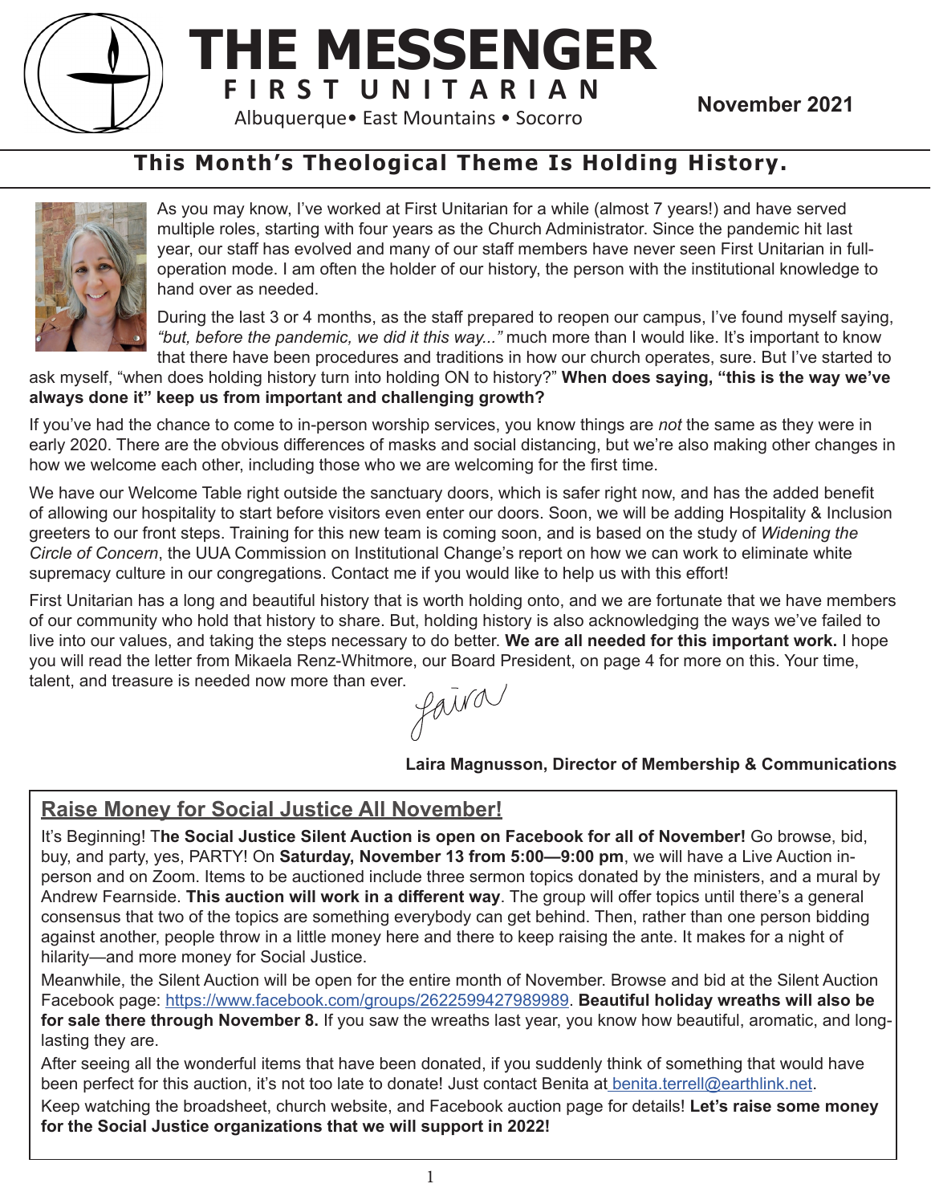# THE MESSENGER

**FIRST UNITARIAN**

Albuquerque• East Mountains • Socorro

**November 2021**

## This Month's Theological Theme Is Holding History.

As you may know, I've worked at First Unitarian for a while (almost 7 years!) and have served multiple roles, starting with four years as the Church Administrator. Since the pandemic hit last year, our staff has evolved and many of our staff members have never seen First Unitarian in full-operation mode. I am often the holder of our history, the person with the institutional knowledge to hand over as needed.

During the last 3 or 4 months, as the staff prepared to reopen our campus, I've found myself saying, *"but, before the pandemic, we did it this way..."* much more than I would like. It's important to know that there have been procedures and traditions in how our church operates, sure. But I've started to ask myself, "when does holding history turn into holding ON to history?" **When does saying, "this is the way we've always done it" keep us from important and challenging growth?**

If you've had the chance to come to in-person worship services, you know things are *not* the same as they were in early 2020. There are the obvious differences of masks and social distancing, but we're also making other changes in how we welcome each other, including those who we are welcoming for the first time.

We have our Welcome Table right outside the sanctuary doors, which is safer right now, and has the added benefit of allowing our hospitality to start before visitors even enter our doors. Soon, we will be adding Hospitality & Inclusion greeters to our front steps. Training for this new team is coming soon, and is based on the study of *Widening the Circle of Concern*, the UUA Commission on Institutional Change's report on how we can work to eliminate white supremacy culture in our congregations. Contact me if you would like to help us with this effort!

First Unitarian has a long and beautiful history that is worth holding onto, and we are fortunate that we have members of our community who hold that history to share. But, holding history is also acknowledging the ways we've failed to live into our values, and taking the steps necessary to do better. **We are all needed for this important work.** I hope you will read the letter from Mikaela Renz-Whitmore, our Board President, on page 4 for more on this. Your time, talent, and treasure is needed now more than ever.

Laira

**Laira Magnusson, Director of Membership & Communications**

## Raise Money for Social Justice All November!

It's Beginning! T**he Social Justice Silent Auction is open on Facebook for all of November!** Go browse, bid, buy, and party, yes, PARTY! On **Saturday, November 13 from 5:00—9:00 pm**, we will have a Live Auction in-person and on Zoom. Items to be auctioned include three sermon topics donated by the ministers, and a mural by Andrew Fearnside. **This auction will work in a different way**. The group will offer topics until there's a general consensus that two of the topics are something everybody can get behind. Then, rather than one person bidding against another, people throw in a little money here and there to keep raising the ante. It makes for a night of hilarity—and more money for Social Justice.

Meanwhile, the Silent Auction will be open for the entire month of November. Browse and bid at the Silent Auction Facebook page: https://www.facebook.com/groups/2622599427989989. **Beautiful holiday wreaths will also be for sale there through November 8.** If you saw the wreaths last year, you know how beautiful, aromatic, and long-lasting they are.

After seeing all the wonderful items that have been donated, if you suddenly think of something that would have been perfect for this auction, it's not too late to donate! Just contact Benita at benita.terrell@earthlink.net.

Keep watching the broadsheet, church website, and Facebook auction page for details! **Let's raise some money for the Social Justice organizations that we will support in 2022!**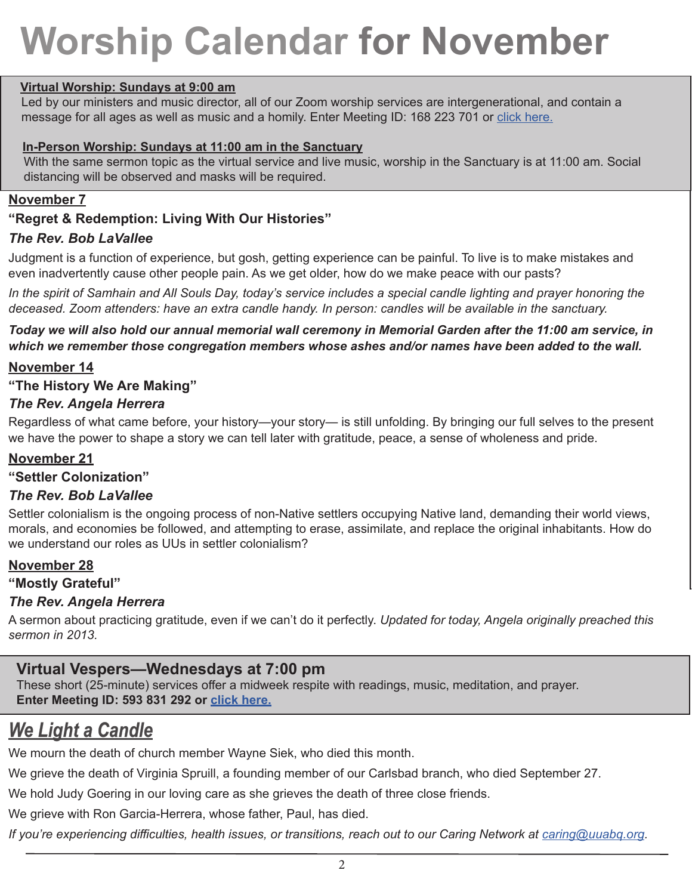# Worship Calendar for November

**Virtual Worship: Sundays at 9:00 am**

Led by our ministers and music director, all of our Zoom worship services are intergenerational, and contain a message for all ages as well as music and a homily. Enter Meeting ID: 168 223 701 or click here.

**In-Person Worship: Sundays at 11:00 am in the Sanctuary**

With the same sermon topic as the virtual service and live music, worship in the Sanctuary is at 11:00 am. Social distancing will be observed and masks will be required.

**November 7**

**"Regret & Redemption: Living With Our Histories"**

***The Rev. Bob LaVallee***

Judgment is a function of experience, but gosh, getting experience can be painful. To live is to make mistakes and even inadvertently cause other people pain. As we get older, how do we make peace with our pasts?

*In the spirit of Samhain and All Souls Day, today's service includes a special candle lighting and prayer honoring the deceased. Zoom attenders: have an extra candle handy. In person: candles will be available in the sanctuary.*

***Today we will also hold our annual memorial wall ceremony in Memorial Garden after the 11:00 am service, in which we remember those congregation members whose ashes and/or names have been added to the wall.***

**November 14**

**"The History We Are Making"**

***The Rev. Angela Herrera***

Regardless of what came before, your history—your story— is still unfolding. By bringing our full selves to the present we have the power to shape a story we can tell later with gratitude, peace, a sense of wholeness and pride.

**November 21**

**"Settler Colonization"**

***The Rev. Bob LaVallee***

Settler colonialism is the ongoing process of non-Native settlers occupying Native land, demanding their world views, morals, and economies be followed, and attempting to erase, assimilate, and replace the original inhabitants. How do we understand our roles as UUs in settler colonialism?

**November 28**

**"Mostly Grateful"**

***The Rev. Angela Herrera***

A sermon about practicing gratitude, even if we can't do it perfectly. *Updated for today, Angela originally preached this sermon in 2013.*

## Virtual Vespers—Wednesdays at 7:00 pm

These short (25-minute) services offer a midweek respite with readings, music, meditation, and prayer.
**Enter Meeting ID: 593 831 292 or click here.**

## *We Light a Candle*

We mourn the death of church member Wayne Siek, who died this month.

We grieve the death of Virginia Spruill, a founding member of our Carlsbad branch, who died September 27.

We hold Judy Goering in our loving care as she grieves the death of three close friends.

We grieve with Ron Garcia-Herrera, whose father, Paul, has died.

*If you're experiencing difficulties, health issues, or transitions, reach out to our Caring Network at caring@uuabq.org.*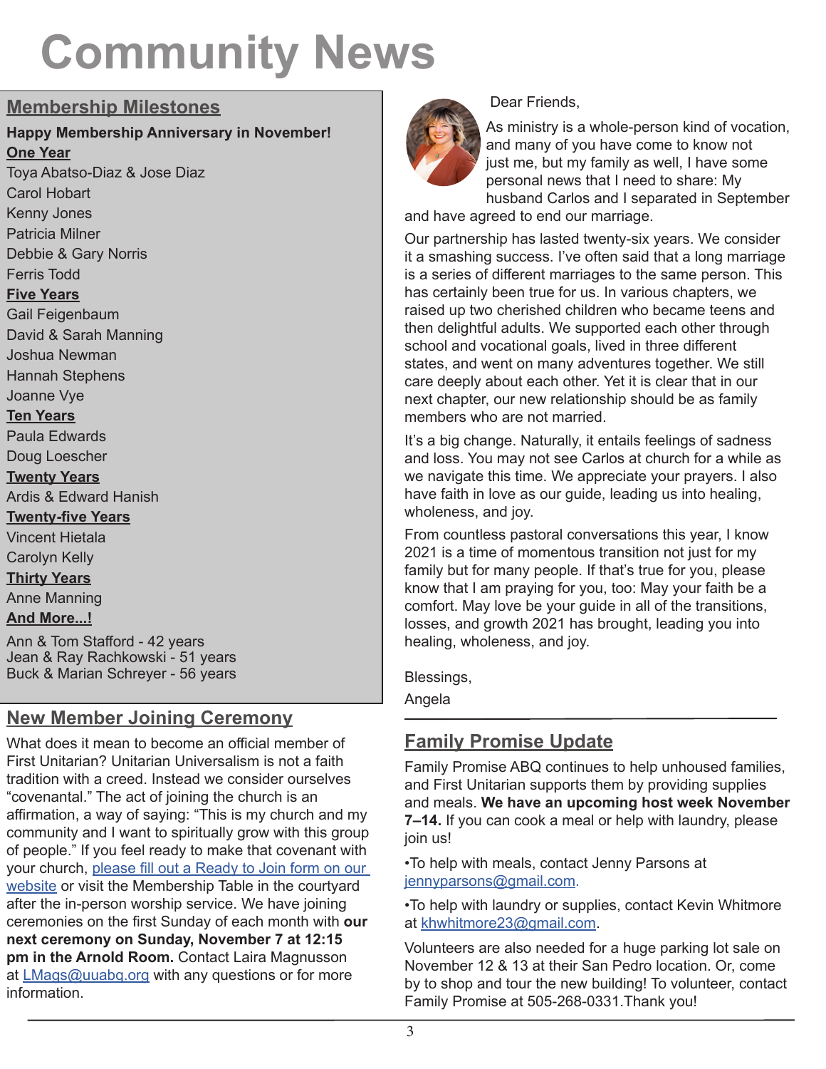# Community News

## Membership Milestones

**Happy Membership Anniversary in November!**

**One Year**

Toya Abatso-Diaz & Jose Diaz
Carol Hobart
Kenny Jones
Patricia Milner
Debbie & Gary Norris
Ferris Todd

**Five Years**

Gail Feigenbaum
David & Sarah Manning
Joshua Newman
Hannah Stephens
Joanne Vye

**Ten Years**

Paula Edwards
Doug Loescher

**Twenty Years**

Ardis & Edward Hanish

**Twenty-five Years**

Vincent Hietala
Carolyn Kelly

**Thirty Years**

Anne Manning

**And More...!**

Ann & Tom Stafford - 42 years
Jean & Ray Rachkowski - 51 years
Buck & Marian Schreyer - 56 years

## New Member Joining Ceremony

What does it mean to become an official member of First Unitarian? Unitarian Universalism is not a faith tradition with a creed. Instead we consider ourselves "covenantal." The act of joining the church is an affirmation, a way of saying: "This is my church and my community and I want to spiritually grow with this group of people." If you feel ready to make that covenant with your church, please fill out a Ready to Join form on our website or visit the Membership Table in the courtyard after the in-person worship service. We have joining ceremonies on the first Sunday of each month with **our next ceremony on Sunday, November 7 at 12:15 pm in the Arnold Room.** Contact Laira Magnusson at LMags@uuabq.org with any questions or for more information.

Dear Friends,

As ministry is a whole-person kind of vocation, and many of you have come to know not just me, but my family as well, I have some personal news that I need to share: My husband Carlos and I separated in September and have agreed to end our marriage.

Our partnership has lasted twenty-six years. We consider it a smashing success. I've often said that a long marriage is a series of different marriages to the same person. This has certainly been true for us. In various chapters, we raised up two cherished children who became teens and then delightful adults. We supported each other through school and vocational goals, lived in three different states, and went on many adventures together. We still care deeply about each other. Yet it is clear that in our next chapter, our new relationship should be as family members who are not married.

It's a big change. Naturally, it entails feelings of sadness and loss. You may not see Carlos at church for a while as we navigate this time. We appreciate your prayers. I also have faith in love as our guide, leading us into healing, wholeness, and joy.

From countless pastoral conversations this year, I know 2021 is a time of momentous transition not just for my family but for many people. If that's true for you, please know that I am praying for you, too: May your faith be a comfort. May love be your guide in all of the transitions, losses, and growth 2021 has brought, leading you into healing, wholeness, and joy.

Blessings,

Angela

## Family Promise Update

Family Promise ABQ continues to help unhoused families, and First Unitarian supports them by providing supplies and meals. **We have an upcoming host week November 7–14.** If you can cook a meal or help with laundry, please join us!

•To help with meals, contact Jenny Parsons at jennyparsons@gmail.com.

•To help with laundry or supplies, contact Kevin Whitmore at khwhitmore23@gmail.com.

Volunteers are also needed for a huge parking lot sale on November 12 & 13 at their San Pedro location. Or, come by to shop and tour the new building! To volunteer, contact Family Promise at 505-268-0331.Thank you!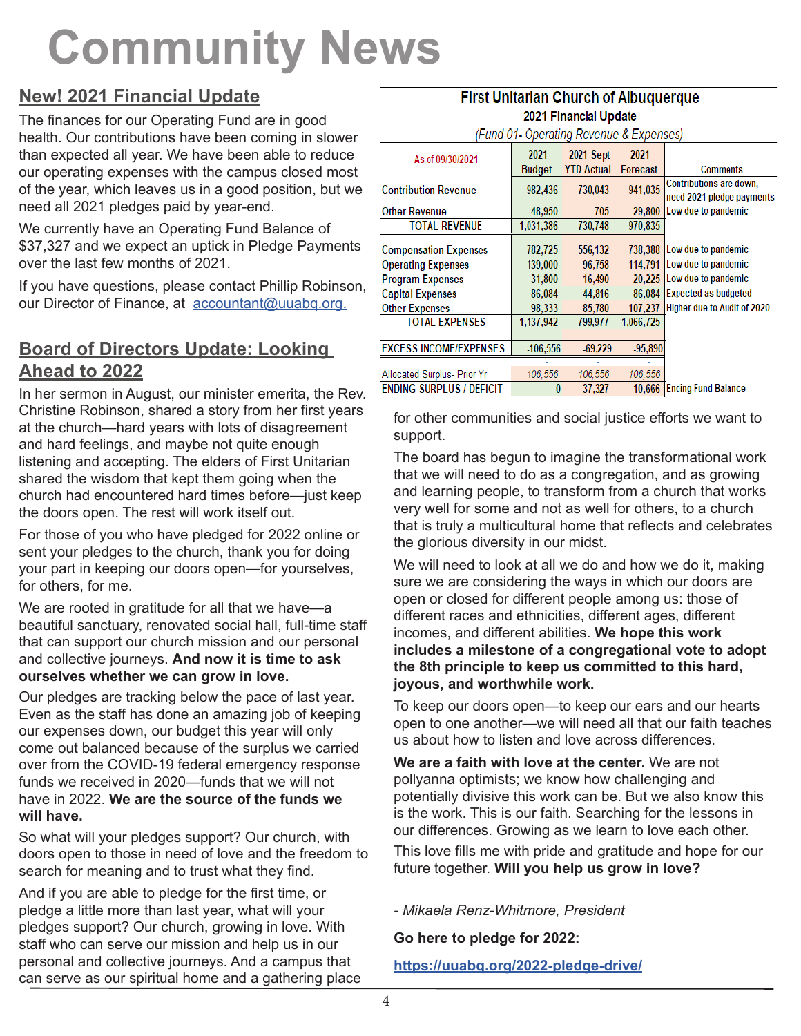# Community News

## New! 2021 Financial Update

The finances for our Operating Fund are in good health. Our contributions have been coming in slower than expected all year. We have been able to reduce our operating expenses with the campus closed most of the year, which leaves us in a good position, but we need all 2021 pledges paid by year-end.

We currently have an Operating Fund Balance of $37,327 and we expect an uptick in Pledge Payments over the last few months of 2021.

If you have questions, please contact Phillip Robinson, our Director of Finance, at accountant@uuabq.org.

**First Unitarian Church of Albuquerque**

**2021 Financial Update**

*(Fund 01- Operating Revenue & Expenses)*

| As of 09/30/2021 | 2021 Budget | 2021 Sept YTD Actual | 2021 Forecast | Comments |
|---|---|---|---|---|
| Contribution Revenue | 982,436 | 730,043 | 941,035 | Contributions are down, need 2021 pledge payments |
| Other Revenue | 48,950 | 705 | 29,800 | Low due to pandemic |
| TOTAL REVENUE | 1,031,386 | 730,748 | 970,835 | |
| Compensation Expenses | 782,725 | 556,132 | 738,388 | Low due to pandemic |
| Operating Expenses | 139,000 | 96,758 | 114,791 | Low due to pandemic |
| Program Expenses | 31,800 | 16,490 | 20,225 | Low due to pandemic |
| Capital Expenses | 86,084 | 44,816 | 86,084 | Expected as budgeted |
| Other Expenses | 98,333 | 85,780 | 107,237 | Higher due to Audit of 2020 |
| TOTAL EXPENSES | 1,137,942 | 799,977 | 1,066,725 | |
| EXCESS INCOME/EXPENSES | -106,556 | -69,229 | -95,890 | |
| Allocated Surplus- Prior Yr | 106,556 | 106,556 | 106,556 | |
| ENDING SURPLUS / DEFICIT | 0 | 37,327 | 10,666 | Ending Fund Balance |

## Board of Directors Update: Looking Ahead to 2022

In her sermon in August, our minister emerita, the Rev. Christine Robinson, shared a story from her first years at the church—hard years with lots of disagreement and hard feelings, and maybe not quite enough listening and accepting. The elders of First Unitarian shared the wisdom that kept them going when the church had encountered hard times before—just keep the doors open. The rest will work itself out.

For those of you who have pledged for 2022 online or sent your pledges to the church, thank you for doing your part in keeping our doors open—for yourselves, for others, for me.

We are rooted in gratitude for all that we have—a beautiful sanctuary, renovated social hall, full-time staff that can support our church mission and our personal and collective journeys. **And now it is time to ask ourselves whether we can grow in love.**

Our pledges are tracking below the pace of last year. Even as the staff has done an amazing job of keeping our expenses down, our budget this year will only come out balanced because of the surplus we carried over from the COVID-19 federal emergency response funds we received in 2020—funds that we will not have in 2022. **We are the source of the funds we will have.**

So what will your pledges support? Our church, with doors open to those in need of love and the freedom to search for meaning and to trust what they find.

And if you are able to pledge for the first time, or pledge a little more than last year, what will your pledges support? Our church, growing in love. With staff who can serve our mission and help us in our personal and collective journeys. And a campus that can serve as our spiritual home and a gathering place for other communities and social justice efforts we want to support.

The board has begun to imagine the transformational work that we will need to do as a congregation, and as growing and learning people, to transform from a church that works very well for some and not as well for others, to a church that is truly a multicultural home that reflects and celebrates the glorious diversity in our midst.

We will need to look at all we do and how we do it, making sure we are considering the ways in which our doors are open or closed for different people among us: those of different races and ethnicities, different ages, different incomes, and different abilities. **We hope this work includes a milestone of a congregational vote to adopt the 8th principle to keep us committed to this hard, joyous, and worthwhile work.**

To keep our doors open—to keep our ears and our hearts open to one another—we will need all that our faith teaches us about how to listen and love across differences.

**We are a faith with love at the center.** We are not pollyanna optimists; we know how challenging and potentially divisive this work can be. But we also know this is the work. This is our faith. Searching for the lessons in our differences. Growing as we learn to love each other.

This love fills me with pride and gratitude and hope for our future together. **Will you help us grow in love?**

*- Mikaela Renz-Whitmore, President*

**Go here to pledge for 2022:**

**https://uuabq.org/2022-pledge-drive/**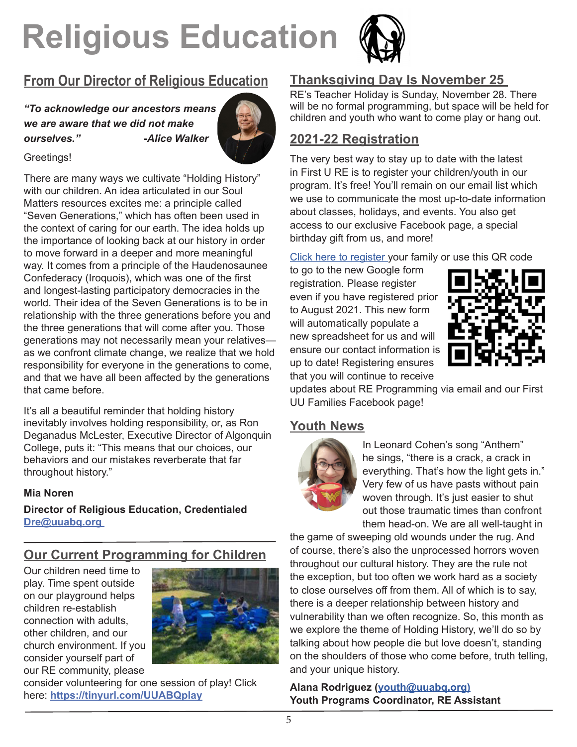# Religious Education

## From Our Director of Religious Education

***"To acknowledge our ancestors means we are aware that we did not make ourselves."*** ***-Alice Walker***

Greetings!

There are many ways we cultivate "Holding History" with our children. An idea articulated in our Soul Matters resources excites me: a principle called "Seven Generations," which has often been used in the context of caring for our earth. The idea holds up the importance of looking back at our history in order to move forward in a deeper and more meaningful way. It comes from a principle of the Haudenosaunee Confederacy (Iroquois), which was one of the first and longest-lasting participatory democracies in the world. Their idea of the Seven Generations is to be in relationship with the three generations before you and the three generations that will come after you. Those generations may not necessarily mean your relatives—as we confront climate change, we realize that we hold responsibility for everyone in the generations to come, and that we have all been affected by the generations that came before.

It's all a beautiful reminder that holding history inevitably involves holding responsibility, or, as Ron Deganadus McLester, Executive Director of Algonquin College, puts it: "This means that our choices, our behaviors and our mistakes reverberate that far throughout history."

**Mia Noren**

**Director of Religious Education, Credentialed**
**Dre@uuabq.org**

## Our Current Programming for Children

Our children need time to play. Time spent outside on our playground helps children re-establish connection with adults, other children, and our church environment. If you consider yourself part of our RE community, please consider volunteering for one session of play! Click here: **https://tinyurl.com/UUABQplay**

## Thanksgiving Day Is November 25

RE's Teacher Holiday is Sunday, November 28. There will be no formal programming, but space will be held for children and youth who want to come play or hang out.

## 2021-22 Registration

The very best way to stay up to date with the latest in First U RE is to register your children/youth in our program. It's free! You'll remain on our email list which we use to communicate the most up-to-date information about classes, holidays, and events. You also get access to our exclusive Facebook page, a special birthday gift from us, and more!

Click here to register your family or use this QR code to go to the new Google form registration. Please register even if you have registered prior to August 2021. This new form will automatically populate a new spreadsheet for us and will ensure our contact information is up to date! Registering ensures that you will continue to receive updates about RE Programming via email and our First UU Families Facebook page!

## Youth News

In Leonard Cohen's song "Anthem" he sings, "there is a crack, a crack in everything. That's how the light gets in." Very few of us have pasts without pain woven through. It's just easier to shut out those traumatic times than confront them head-on. We are all well-taught in the game of sweeping old wounds under the rug. And of course, there's also the unprocessed horrors woven throughout our cultural history. They are the rule not the exception, but too often we work hard as a society to close ourselves off from them. All of which is to say, there is a deeper relationship between history and vulnerability than we often recognize. So, this month as we explore the theme of Holding History, we'll do so by talking about how people die but love doesn't, standing on the shoulders of those who come before, truth telling, and your unique history.

**Alana Rodriguez (youth@uuabq.org)**
**Youth Programs Coordinator, RE Assistant**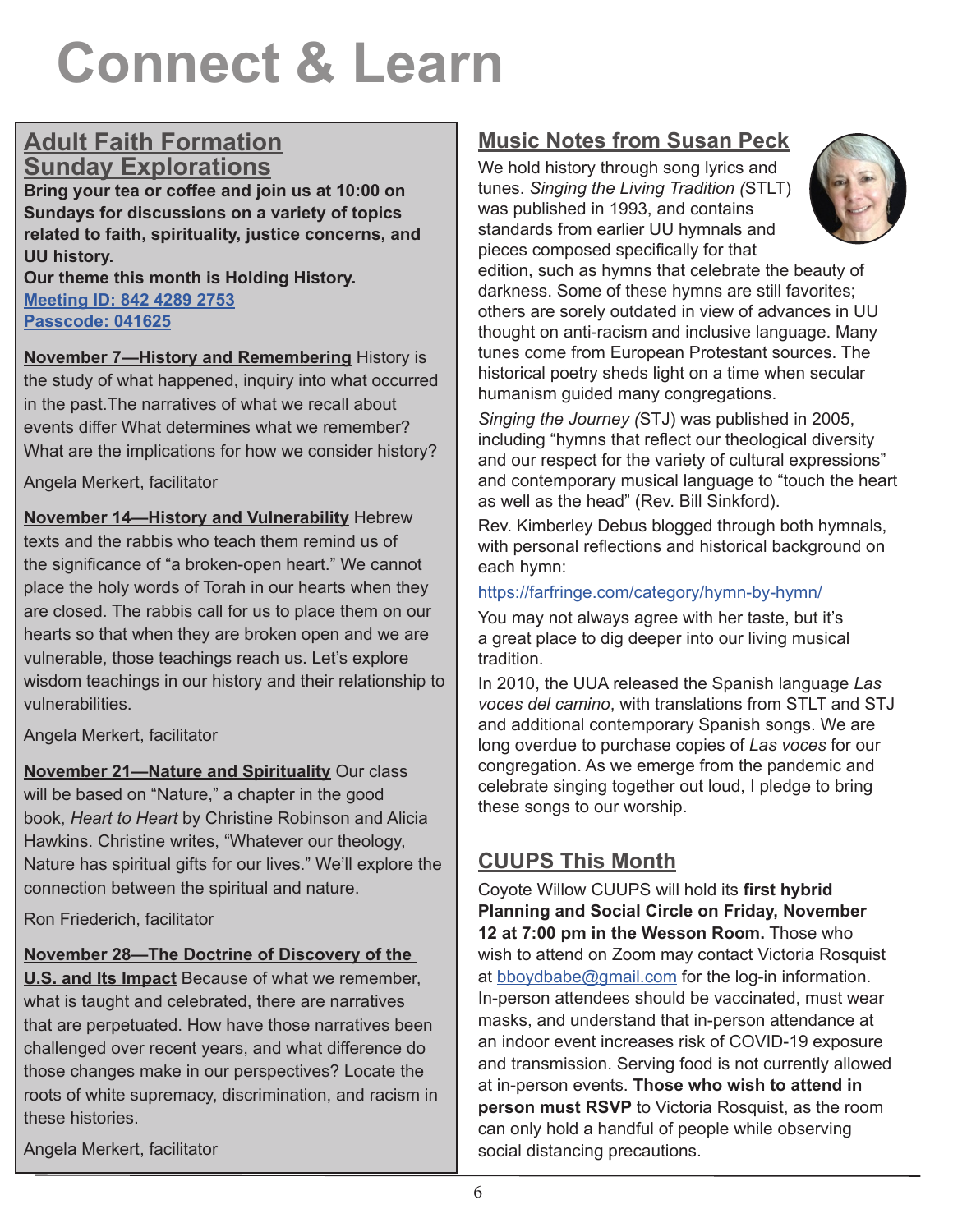# Connect & Learn

## Adult Faith Formation Sunday Explorations

**Bring your tea or coffee and join us at 10:00 on Sundays for discussions on a variety of topics related to faith, spirituality, justice concerns, and UU history.**

**Our theme this month is Holding History.**

**Meeting ID: 842 4289 2753**

**Passcode: 041625**

**November 7—History and Remembering** History is the study of what happened, inquiry into what occurred in the past.The narratives of what we recall about events differ What determines what we remember? What are the implications for how we consider history?

Angela Merkert, facilitator

**November 14—History and Vulnerability** Hebrew texts and the rabbis who teach them remind us of the significance of "a broken-open heart." We cannot place the holy words of Torah in our hearts when they are closed. The rabbis call for us to place them on our hearts so that when they are broken open and we are vulnerable, those teachings reach us. Let's explore wisdom teachings in our history and their relationship to vulnerabilities.

Angela Merkert, facilitator

**November 21—Nature and Spirituality** Our class will be based on "Nature," a chapter in the good book, *Heart to Heart* by Christine Robinson and Alicia Hawkins. Christine writes, "Whatever our theology, Nature has spiritual gifts for our lives." We'll explore the connection between the spiritual and nature.

Ron Friederich, facilitator

**November 28—The Doctrine of Discovery of the U.S. and Its Impact** Because of what we remember, what is taught and celebrated, there are narratives that are perpetuated. How have those narratives been challenged over recent years, and what difference do those changes make in our perspectives? Locate the roots of white supremacy, discrimination, and racism in these histories.

Angela Merkert, facilitator

## Music Notes from Susan Peck

We hold history through song lyrics and tunes. *Singing the Living Tradition (*STLT) was published in 1993, and contains standards from earlier UU hymnals and pieces composed specifically for that edition, such as hymns that celebrate the beauty of darkness. Some of these hymns are still favorites; others are sorely outdated in view of advances in UU thought on anti-racism and inclusive language. Many tunes come from European Protestant sources. The historical poetry sheds light on a time when secular humanism guided many congregations.

*Singing the Journey (*STJ) was published in 2005, including "hymns that reflect our theological diversity and our respect for the variety of cultural expressions" and contemporary musical language to "touch the heart as well as the head" (Rev. Bill Sinkford).

Rev. Kimberley Debus blogged through both hymnals, with personal reflections and historical background on each hymn:

https://farfringe.com/category/hymn-by-hymn/

You may not always agree with her taste, but it's a great place to dig deeper into our living musical tradition.

In 2010, the UUA released the Spanish language *Las voces del camino*, with translations from STLT and STJ and additional contemporary Spanish songs. We are long overdue to purchase copies of *Las voces* for our congregation. As we emerge from the pandemic and celebrate singing together out loud, I pledge to bring these songs to our worship.

## CUUPS This Month

Coyote Willow CUUPS will hold its **first hybrid Planning and Social Circle on Friday, November 12 at 7:00 pm in the Wesson Room.** Those who wish to attend on Zoom may contact Victoria Rosquist at bboydbabe@gmail.com for the log-in information. In-person attendees should be vaccinated, must wear masks, and understand that in-person attendance at an indoor event increases risk of COVID-19 exposure and transmission. Serving food is not currently allowed at in-person events. **Those who wish to attend in person must RSVP** to Victoria Rosquist, as the room can only hold a handful of people while observing social distancing precautions.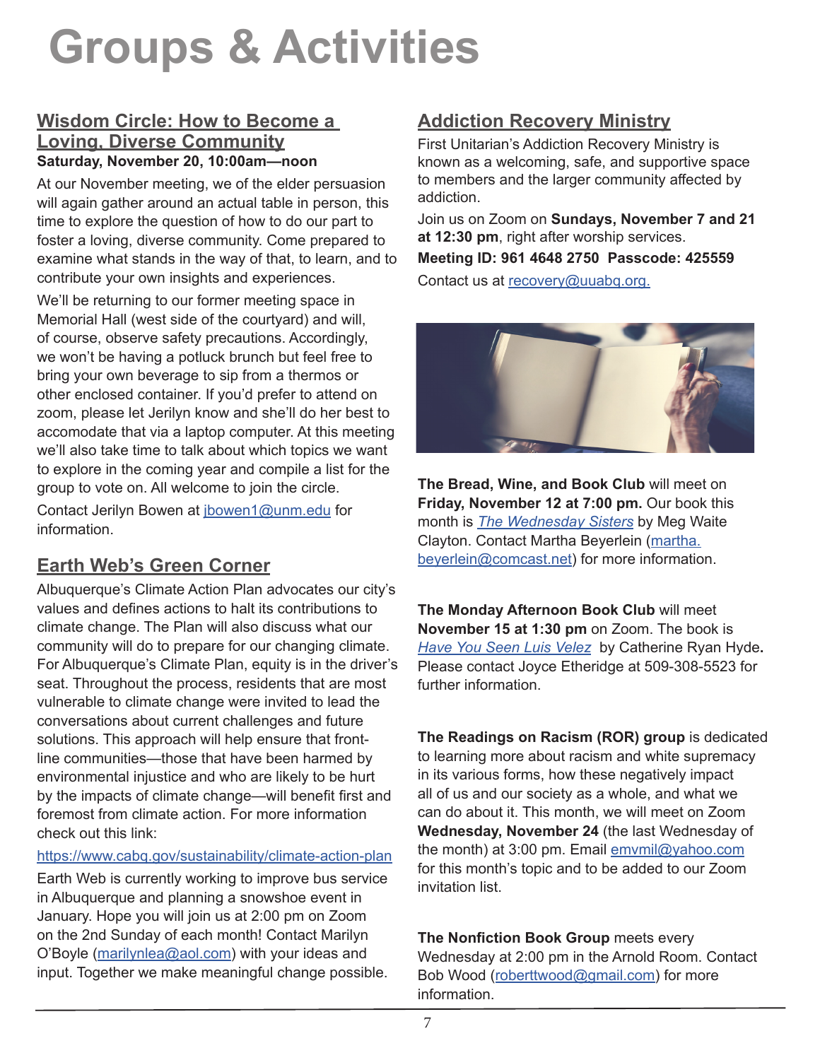# Groups & Activities

## Wisdom Circle: How to Become a Loving, Diverse Community

**Saturday, November 20, 10:00am—noon**

At our November meeting, we of the elder persuasion will again gather around an actual table in person, this time to explore the question of how to do our part to foster a loving, diverse community. Come prepared to examine what stands in the way of that, to learn, and to contribute your own insights and experiences.

We'll be returning to our former meeting space in Memorial Hall (west side of the courtyard) and will, of course, observe safety precautions. Accordingly, we won't be having a potluck brunch but feel free to bring your own beverage to sip from a thermos or other enclosed container. If you'd prefer to attend on zoom, please let Jerilyn know and she'll do her best to accomodate that via a laptop computer. At this meeting we'll also take time to talk about which topics we want to explore in the coming year and compile a list for the group to vote on. All welcome to join the circle.

Contact Jerilyn Bowen at jbowen1@unm.edu for information.

## Earth Web's Green Corner

Albuquerque's Climate Action Plan advocates our city's values and defines actions to halt its contributions to climate change. The Plan will also discuss what our community will do to prepare for our changing climate. For Albuquerque's Climate Plan, equity is in the driver's seat. Throughout the process, residents that are most vulnerable to climate change were invited to lead the conversations about current challenges and future solutions. This approach will help ensure that front-line communities—those that have been harmed by environmental injustice and who are likely to be hurt by the impacts of climate change—will benefit first and foremost from climate action. For more information check out this link:

https://www.cabq.gov/sustainability/climate-action-plan

Earth Web is currently working to improve bus service in Albuquerque and planning a snowshoe event in January. Hope you will join us at 2:00 pm on Zoom on the 2nd Sunday of each month! Contact Marilyn O'Boyle (marilynlea@aol.com) with your ideas and input. Together we make meaningful change possible.

## Addiction Recovery Ministry

First Unitarian's Addiction Recovery Ministry is known as a welcoming, safe, and supportive space to members and the larger community affected by addiction.

Join us on Zoom on **Sundays, November 7 and 21 at 12:30 pm**, right after worship services.

**Meeting ID: 961 4648 2750 Passcode: 425559**

Contact us at recovery@uuabq.org.

**The Bread, Wine, and Book Club** will meet on **Friday, November 12 at 7:00 pm.** Our book this month is *The Wednesday Sisters* by Meg Waite Clayton. Contact Martha Beyerlein (martha.beyerlein@comcast.net) for more information.

**The Monday Afternoon Book Club** will meet **November 15 at 1:30 pm** on Zoom. The book is *Have You Seen Luis Velez* by Catherine Ryan Hyde**.** Please contact Joyce Etheridge at 509-308-5523 for further information.

**The Readings on Racism (ROR) group** is dedicated to learning more about racism and white supremacy in its various forms, how these negatively impact all of us and our society as a whole, and what we can do about it. This month, we will meet on Zoom **Wednesday, November 24** (the last Wednesday of the month) at 3:00 pm. Email emvmil@yahoo.com for this month's topic and to be added to our Zoom invitation list.

**The Nonfiction Book Group** meets every Wednesday at 2:00 pm in the Arnold Room. Contact Bob Wood (roberttwood@gmail.com) for more information.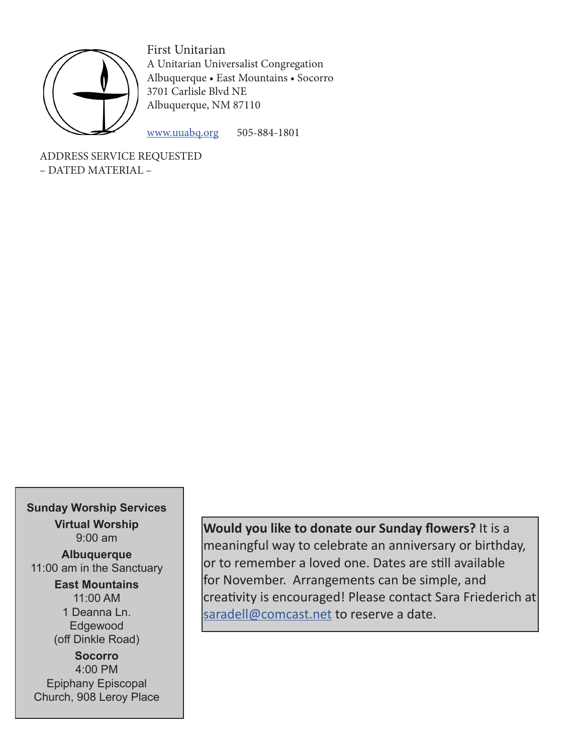First Unitarian
A Unitarian Universalist Congregation
Albuquerque • East Mountains • Socorro
3701 Carlisle Blvd NE
Albuquerque, NM 87110

www.uuabq.org      505-884-1801

ADDRESS SERVICE REQUESTED
– DATED MATERIAL –

**Sunday Worship Services**

**Virtual Worship**
9:00 am

**Albuquerque**
11:00 am in the Sanctuary

**East Mountains**
11:00 AM
1 Deanna Ln.
Edgewood
(off Dinkle Road)

**Socorro**
4:00 PM
Epiphany Episcopal
Church, 908 Leroy Place

**Would you like to donate our Sunday flowers?** It is a meaningful way to celebrate an anniversary or birthday, or to remember a loved one. Dates are still available for November. Arrangements can be simple, and creativity is encouraged! Please contact Sara Friederich at saradell@comcast.net to reserve a date.